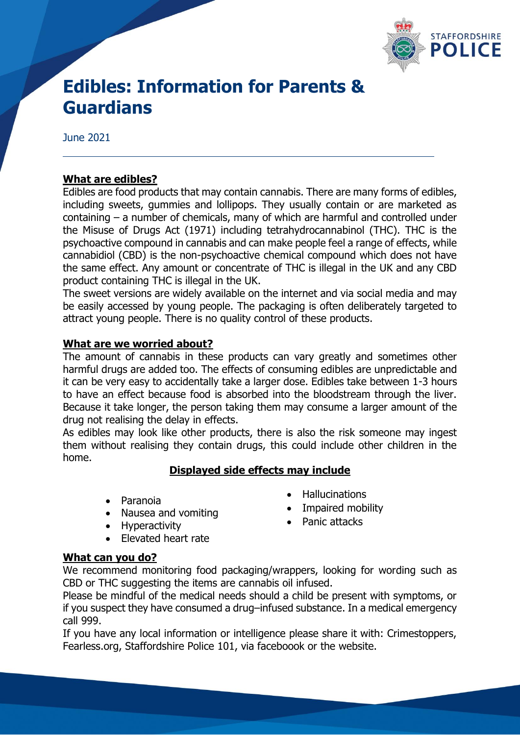# Edibles: Information for Parents & Guardians

June 2021

---

**What are edibles?**

Edibles are food products that may contain cannabis. There are many forms of edibles, including sweets, gummies and lollipops. They usually contain or are marketed as containing – a number of chemicals, many of which are harmful and controlled under the Misuse of Drugs Act (1971) including tetrahydrocannabinol (THC). THC is the psychoactive compound in cannabis and can make people feel a range of effects, while cannabidiol (CBD) is the non-psychoactive chemical compound which does not have the same effect. Any amount or concentrate of THC is illegal in the UK and any CBD product containing THC is illegal in the UK.

The sweet versions are widely available on the internet and via social media and may be easily accessed by young people. The packaging is often deliberately targeted to attract young people. There is no quality control of these products.

**What are we worried about?**

The amount of cannabis in these products can vary greatly and sometimes other harmful drugs are added too. The effects of consuming edibles are unpredictable and it can be very easy to accidentally take a larger dose. Edibles take between 1-3 hours to have an effect because food is absorbed into the bloodstream through the liver. Because it take longer, the person taking them may consume a larger amount of the drug not realising the delay in effects.

As edibles may look like other products, there is also the risk someone may ingest them without realising they contain drugs, this could include other children in the home.

**Displayed side effects may include**

- Paranoia
- Nausea and vomiting
- Hyperactivity
- Elevated heart rate
- Hallucinations
- Impaired mobility
- Panic attacks

**What can you do?**

We recommend monitoring food packaging/wrappers, looking for wording such as CBD or THC suggesting the items are cannabis oil infused.

Please be mindful of the medical needs should a child be present with symptoms, or if you suspect they have consumed a drug–infused substance. In a medical emergency call 999.

If you have any local information or intelligence please share it with: Crimestoppers, Fearless.org, Staffordshire Police 101, via faceboook or the website.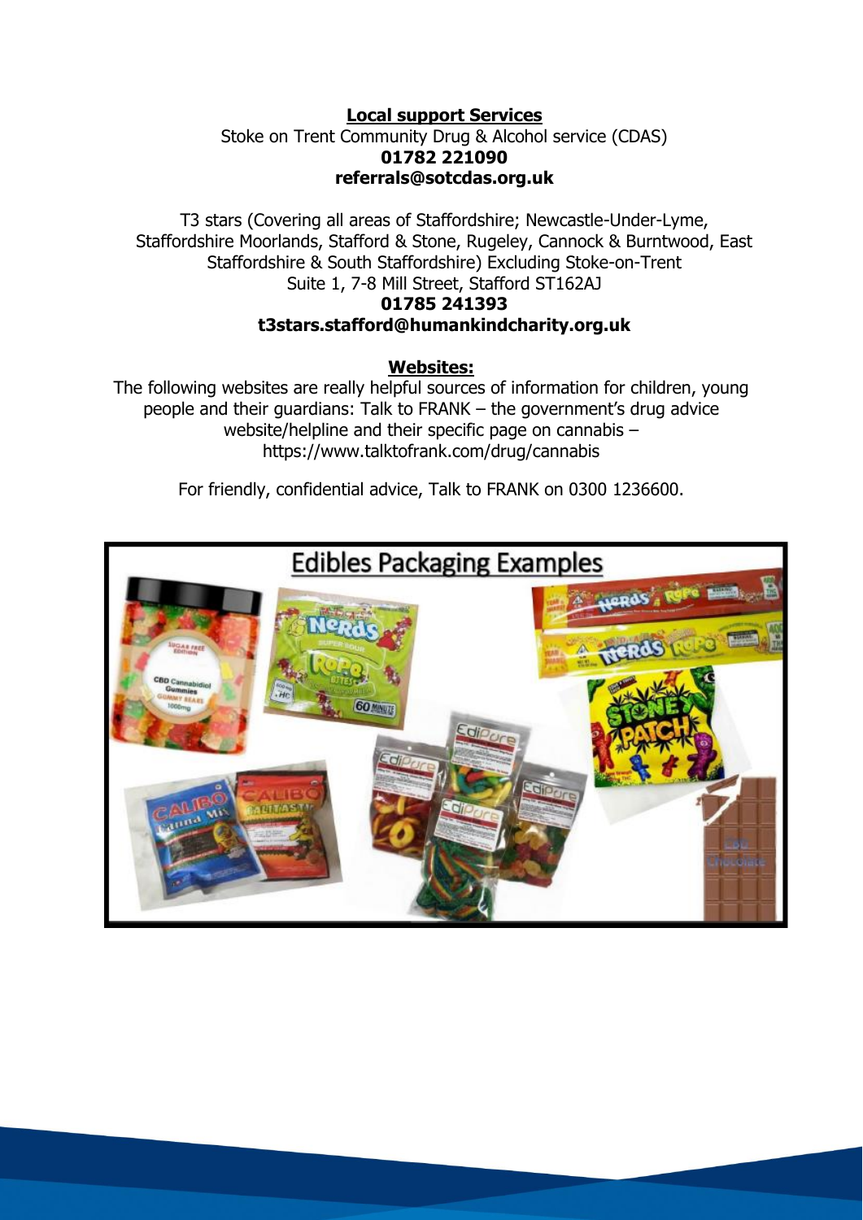**Local support Services**

Stoke on Trent Community Drug & Alcohol service (CDAS)

**01782 221090**

**referrals@sotcdas.org.uk**

T3 stars (Covering all areas of Staffordshire; Newcastle-Under-Lyme, Staffordshire Moorlands, Stafford & Stone, Rugeley, Cannock & Burntwood, East Staffordshire & South Staffordshire) Excluding Stoke-on-Trent

Suite 1, 7-8 Mill Street, Stafford ST162AJ

**01785 241393**

**t3stars.stafford@humankindcharity.org.uk**

**Websites:**

The following websites are really helpful sources of information for children, young people and their guardians: Talk to FRANK – the government's drug advice website/helpline and their specific page on cannabis – https://www.talktofrank.com/drug/cannabis

For friendly, confidential advice, Talk to FRANK on 0300 1236600.

Edibles Packaging Examples